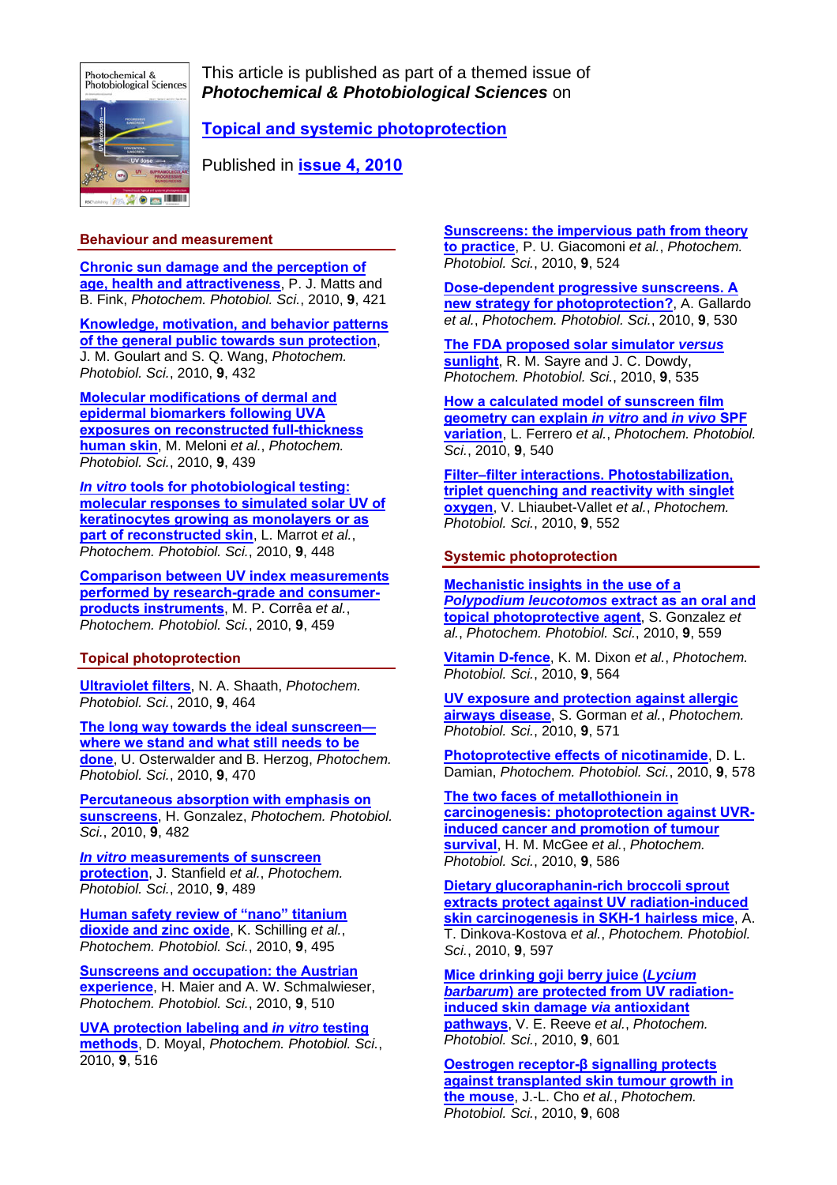This article is published as part of a themed issue of ***Photochemical & Photobiological Sciences*** on

**Topical and systemic photoprotection**

Published in **issue 4, 2010**

## Behaviour and measurement

**Chronic sun damage and the perception of age, health and attractiveness**, P. J. Matts and B. Fink, *Photochem. Photobiol. Sci.*, 2010, **9**, 421

**Knowledge, motivation, and behavior patterns of the general public towards sun protection**, J. M. Goulart and S. Q. Wang, *Photochem. Photobiol. Sci.*, 2010, **9**, 432

**Molecular modifications of dermal and epidermal biomarkers following UVA exposures on reconstructed full-thickness human skin**, M. Meloni *et al.*, *Photochem. Photobiol. Sci.*, 2010, **9**, 439

***In vitro* tools for photobiological testing: molecular responses to simulated solar UV of keratinocytes growing as monolayers or as part of reconstructed skin**, L. Marrot *et al.*, *Photochem. Photobiol. Sci.*, 2010, **9**, 448

**Comparison between UV index measurements performed by research-grade and consumer-products instruments**, M. P. Corrêa *et al.*, *Photochem. Photobiol. Sci.*, 2010, **9**, 459

## Topical photoprotection

**Ultraviolet filters**, N. A. Shaath, *Photochem. Photobiol. Sci.*, 2010, **9**, 464

**The long way towards the ideal sunscreen—where we stand and what still needs to be done**, U. Osterwalder and B. Herzog, *Photochem. Photobiol. Sci.*, 2010, **9**, 470

**Percutaneous absorption with emphasis on sunscreens**, H. Gonzalez, *Photochem. Photobiol. Sci.*, 2010, **9**, 482

***In vitro* measurements of sunscreen protection**, J. Stanfield *et al.*, *Photochem. Photobiol. Sci.*, 2010, **9**, 489

**Human safety review of "nano" titanium dioxide and zinc oxide**, K. Schilling *et al.*, *Photochem. Photobiol. Sci.*, 2010, **9**, 495

**Sunscreens and occupation: the Austrian experience**, H. Maier and A. W. Schmalwieser, *Photochem. Photobiol. Sci.*, 2010, **9**, 510

**UVA protection labeling and *in vitro* testing methods**, D. Moyal, *Photochem. Photobiol. Sci.*, 2010, **9**, 516

**Sunscreens: the impervious path from theory to practice**, P. U. Giacomoni *et al.*, *Photochem. Photobiol. Sci.*, 2010, **9**, 524

**Dose-dependent progressive sunscreens. A new strategy for photoprotection?**, A. Gallardo *et al.*, *Photochem. Photobiol. Sci.*, 2010, **9**, 530

**The FDA proposed solar simulator *versus* sunlight**, R. M. Sayre and J. C. Dowdy, *Photochem. Photobiol. Sci.*, 2010, **9**, 535

**How a calculated model of sunscreen film geometry can explain *in vitro* and *in vivo* SPF variation**, L. Ferrero *et al.*, *Photochem. Photobiol. Sci.*, 2010, **9**, 540

**Filter–filter interactions. Photostabilization, triplet quenching and reactivity with singlet oxygen**, V. Lhiaubet-Vallet *et al.*, *Photochem. Photobiol. Sci.*, 2010, **9**, 552

## Systemic photoprotection

**Mechanistic insights in the use of a *Polypodium leucotomos* extract as an oral and topical photoprotective agent**, S. Gonzalez *et al.*, *Photochem. Photobiol. Sci.*, 2010, **9**, 559

**Vitamin D-fence**, K. M. Dixon *et al.*, *Photochem. Photobiol. Sci.*, 2010, **9**, 564

**UV exposure and protection against allergic airways disease**, S. Gorman *et al.*, *Photochem. Photobiol. Sci.*, 2010, **9**, 571

**Photoprotective effects of nicotinamide**, D. L. Damian, *Photochem. Photobiol. Sci.*, 2010, **9**, 578

**The two faces of metallothionein in carcinogenesis: photoprotection against UVR-induced cancer and promotion of tumour survival**, H. M. McGee *et al.*, *Photochem. Photobiol. Sci.*, 2010, **9**, 586

**Dietary glucoraphanin-rich broccoli sprout extracts protect against UV radiation-induced skin carcinogenesis in SKH-1 hairless mice**, A. T. Dinkova-Kostova *et al.*, *Photochem. Photobiol. Sci.*, 2010, **9**, 597

**Mice drinking goji berry juice (*Lycium barbarum*) are protected from UV radiation-induced skin damage *via* antioxidant pathways**, V. E. Reeve *et al.*, *Photochem. Photobiol. Sci.*, 2010, **9**, 601

**Oestrogen receptor-β signalling protects against transplanted skin tumour growth in the mouse**, J.-L. Cho *et al.*, *Photochem. Photobiol. Sci.*, 2010, **9**, 608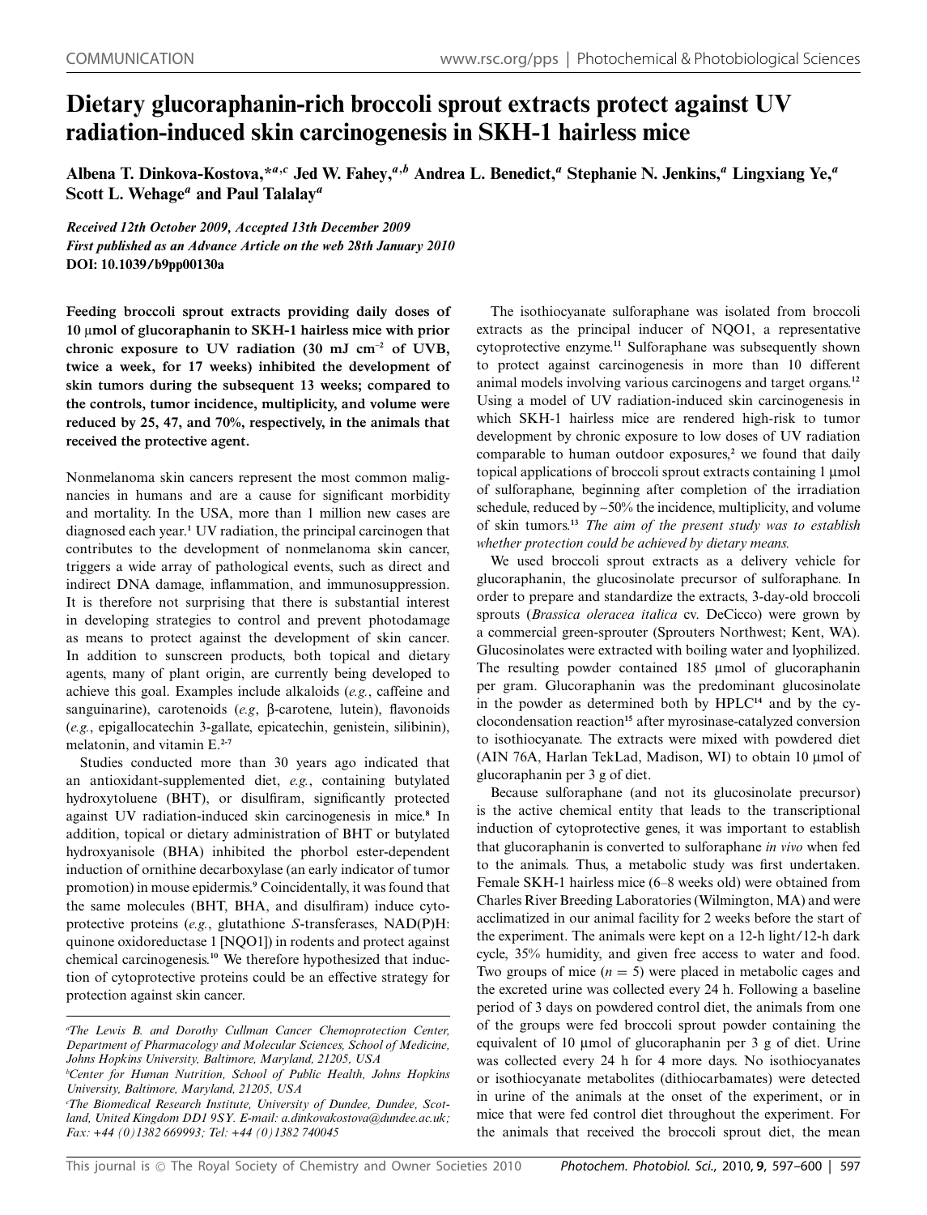# Dietary glucoraphanin-rich broccoli sprout extracts protect against UV radiation-induced skin carcinogenesis in SKH-1 hairless mice

**Albena T. Dinkova-Kostova,\*[a,c] Jed W. Fahey,[a,b] Andrea L. Benedict,[a] Stephanie N. Jenkins,[a] Lingxiang Ye,[a] Scott L. Wehage[a] and Paul Talalay[a]**

*Received 12th October 2009, Accepted 13th December 2009*
*First published as an Advance Article on the web 28th January 2010*
**DOI: 10.1039/b9pp00130a**

**Feeding broccoli sprout extracts providing daily doses of 10 μmol of glucoraphanin to SKH-1 hairless mice with prior chronic exposure to UV radiation (30 mJ cm$^{-2}$ of UVB, twice a week, for 17 weeks) inhibited the development of skin tumors during the subsequent 13 weeks; compared to the controls, tumor incidence, multiplicity, and volume were reduced by 25, 47, and 70%, respectively, in the animals that received the protective agent.**

Nonmelanoma skin cancers represent the most common malignancies in humans and are a cause for significant morbidity and mortality. In the USA, more than 1 million new cases are diagnosed each year.[1] UV radiation, the principal carcinogen that contributes to the development of nonmelanoma skin cancer, triggers a wide array of pathological events, such as direct and indirect DNA damage, inflammation, and immunosuppression. It is therefore not surprising that there is substantial interest in developing strategies to control and prevent photodamage as means to protect against the development of skin cancer. In addition to sunscreen products, both topical and dietary agents, many of plant origin, are currently being developed to achieve this goal. Examples include alkaloids (*e.g.*, caffeine and sanguinarine), carotenoids (*e.g*, β-carotene, lutein), flavonoids (*e.g.*, epigallocatechin 3-gallate, epicatechin, genistein, silibinin), melatonin, and vitamin E.[2-7]

Studies conducted more than 30 years ago indicated that an antioxidant-supplemented diet, *e.g.*, containing butylated hydroxytoluene (BHT), or disulfiram, significantly protected against UV radiation-induced skin carcinogenesis in mice.[8] In addition, topical or dietary administration of BHT or butylated hydroxyanisole (BHA) inhibited the phorbol ester-dependent induction of ornithine decarboxylase (an early indicator of tumor promotion) in mouse epidermis.[9] Coincidentally, it was found that the same molecules (BHT, BHA, and disulfiram) induce cytoprotective proteins (*e.g.*, glutathione *S*-transferases, NAD(P)H: quinone oxidoreductase 1 [NQO1]) in rodents and protect against chemical carcinogenesis.[10] We therefore hypothesized that induction of cytoprotective proteins could be an effective strategy for protection against skin cancer.

The isothiocyanate sulforaphane was isolated from broccoli extracts as the principal inducer of NQO1, a representative cytoprotective enzyme.[11] Sulforaphane was subsequently shown to protect against carcinogenesis in more than 10 different animal models involving various carcinogens and target organs.[12] Using a model of UV radiation-induced skin carcinogenesis in which SKH-1 hairless mice are rendered high-risk to tumor development by chronic exposure to low doses of UV radiation comparable to human outdoor exposures,[2] we found that daily topical applications of broccoli sprout extracts containing 1 μmol of sulforaphane, beginning after completion of the irradiation schedule, reduced by ~50% the incidence, multiplicity, and volume of skin tumors.[13] *The aim of the present study was to establish whether protection could be achieved by dietary means.*

We used broccoli sprout extracts as a delivery vehicle for glucoraphanin, the glucosinolate precursor of sulforaphane. In order to prepare and standardize the extracts, 3-day-old broccoli sprouts (*Brassica oleracea italica* cv. DeCicco) were grown by a commercial green-sprouter (Sprouters Northwest; Kent, WA). Glucosinolates were extracted with boiling water and lyophilized. The resulting powder contained 185 μmol of glucoraphanin per gram. Glucoraphanin was the predominant glucosinolate in the powder as determined both by HPLC[14] and by the cyclocondensation reaction[15] after myrosinase-catalyzed conversion to isothiocyanate. The extracts were mixed with powdered diet (AIN 76A, Harlan TekLad, Madison, WI) to obtain 10 μmol of glucoraphanin per 3 g of diet.

Because sulforaphane (and not its glucosinolate precursor) is the active chemical entity that leads to the transcriptional induction of cytoprotective genes, it was important to establish that glucoraphanin is converted to sulforaphane *in vivo* when fed to the animals. Thus, a metabolic study was first undertaken. Female SKH-1 hairless mice (6–8 weeks old) were obtained from Charles River Breeding Laboratories (Wilmington, MA) and were acclimatized in our animal facility for 2 weeks before the start of the experiment. The animals were kept on a 12-h light/12-h dark cycle, 35% humidity, and given free access to water and food. Two groups of mice ($n$ = 5) were placed in metabolic cages and the excreted urine was collected every 24 h. Following a baseline period of 3 days on powdered control diet, the animals from one of the groups were fed broccoli sprout powder containing the equivalent of 10 μmol of glucoraphanin per 3 g of diet. Urine was collected every 24 h for 4 more days. No isothiocyanates or isothiocyanate metabolites (dithiocarbamates) were detected in urine of the animals at the onset of the experiment, or in mice that were fed control diet throughout the experiment. For the animals that received the broccoli sprout diet, the mean

[a]The Lewis B. and Dorothy Cullman Cancer Chemoprotection Center, Department of Pharmacology and Molecular Sciences, School of Medicine, Johns Hopkins University, Baltimore, Maryland, 21205, USA
[b]Center for Human Nutrition, School of Public Health, Johns Hopkins University, Baltimore, Maryland, 21205, USA
[c]The Biomedical Research Institute, University of Dundee, Dundee, Scotland, United Kingdom DD1 9SY. E-mail: a.dinkovakostova@dundee.ac.uk; Fax: +44 (0)1382 669993; Tel: +44 (0)1382 740045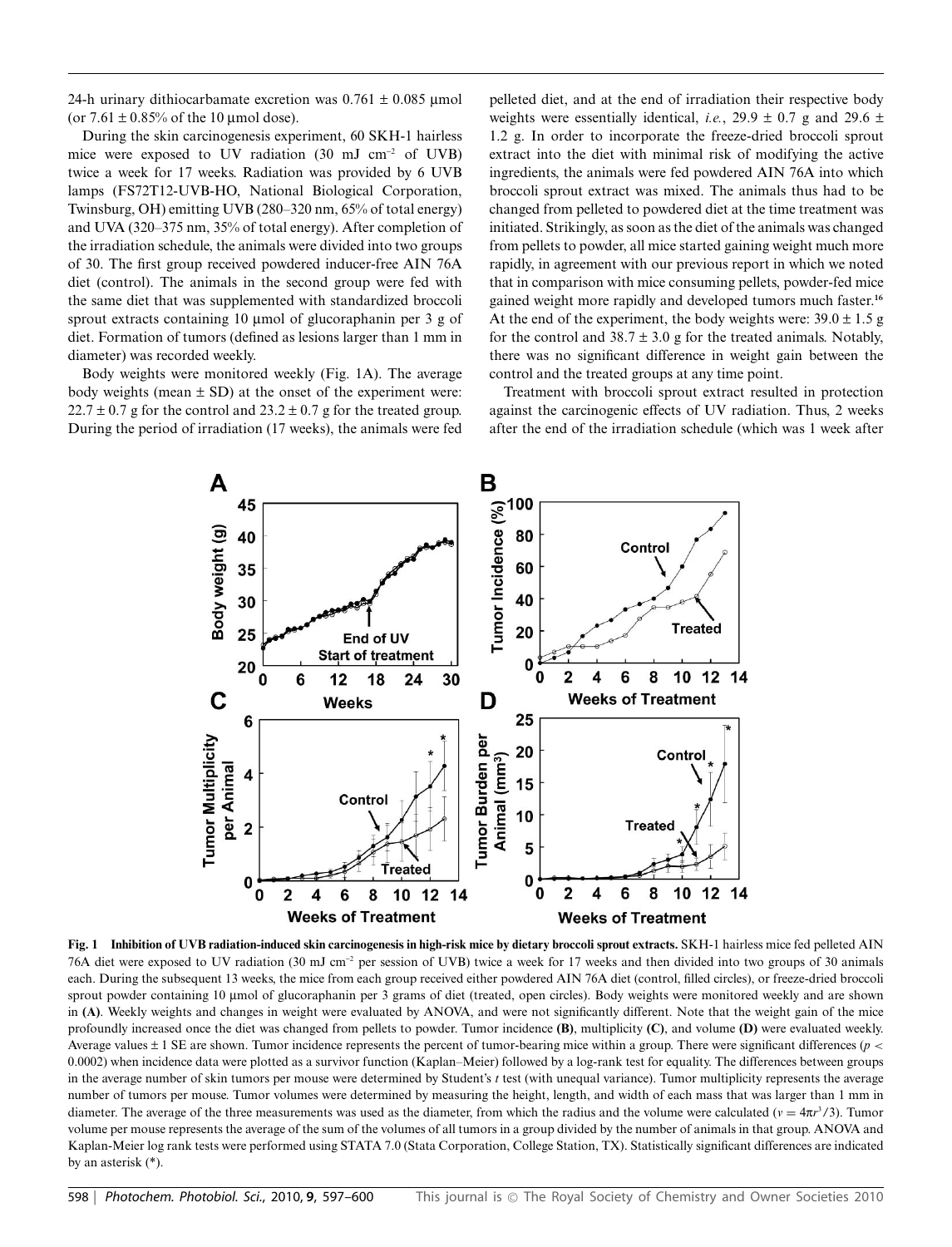24-h urinary dithiocarbamate excretion was 0.761 ± 0.085 μmol (or 7.61 ± 0.85% of the 10 μmol dose).

During the skin carcinogenesis experiment, 60 SKH-1 hairless mice were exposed to UV radiation (30 mJ cm$^{-2}$ of UVB) twice a week for 17 weeks. Radiation was provided by 6 UVB lamps (FS72T12-UVB-HO, National Biological Corporation, Twinsburg, OH) emitting UVB (280–320 nm, 65% of total energy) and UVA (320–375 nm, 35% of total energy). After completion of the irradiation schedule, the animals were divided into two groups of 30. The first group received powdered inducer-free AIN 76A diet (control). The animals in the second group were fed with the same diet that was supplemented with standardized broccoli sprout extracts containing 10 μmol of glucoraphanin per 3 g of diet. Formation of tumors (defined as lesions larger than 1 mm in diameter) was recorded weekly.

Body weights were monitored weekly (Fig. 1A). The average body weights (mean ± SD) at the onset of the experiment were: 22.7 ± 0.7 g for the control and 23.2 ± 0.7 g for the treated group. During the period of irradiation (17 weeks), the animals were fed pelleted diet, and at the end of irradiation their respective body weights were essentially identical, *i.e.*, 29.9 ± 0.7 g and 29.6 ± 1.2 g. In order to incorporate the freeze-dried broccoli sprout extract into the diet with minimal risk of modifying the active ingredients, the animals were fed powdered AIN 76A into which broccoli sprout extract was mixed. The animals thus had to be changed from pelleted to powdered diet at the time treatment was initiated. Strikingly, as soon as the diet of the animals was changed from pellets to powder, all mice started gaining weight much more rapidly, in agreement with our previous report in which we noted that in comparison with mice consuming pellets, powder-fed mice gained weight more rapidly and developed tumors much faster.[16] At the end of the experiment, the body weights were: 39.0 ± 1.5 g for the control and 38.7 ± 3.0 g for the treated animals. Notably, there was no significant difference in weight gain between the control and the treated groups at any time point.

Treatment with broccoli sprout extract resulted in protection against the carcinogenic effects of UV radiation. Thus, 2 weeks after the end of the irradiation schedule (which was 1 week after

**Fig. 1 Inhibition of UVB radiation-induced skin carcinogenesis in high-risk mice by dietary broccoli sprout extracts.** SKH-1 hairless mice fed pelleted AIN 76A diet were exposed to UV radiation (30 mJ cm$^{-2}$ per session of UVB) twice a week for 17 weeks and then divided into two groups of 30 animals each. During the subsequent 13 weeks, the mice from each group received either powdered AIN 76A diet (control, filled circles), or freeze-dried broccoli sprout powder containing 10 μmol of glucoraphanin per 3 grams of diet (treated, open circles). Body weights were monitored weekly and are shown in **(A)**. Weekly weights and changes in weight were evaluated by ANOVA, and were not significantly different. Note that the weight gain of the mice profoundly increased once the diet was changed from pellets to powder. Tumor incidence **(B)**, multiplicity **(C)**, and volume **(D)** were evaluated weekly. Average values ± 1 SE are shown. Tumor incidence represents the percent of tumor-bearing mice within a group. There were significant differences ($p <$ 0.0002) when incidence data were plotted as a survivor function (Kaplan–Meier) followed by a log-rank test for equality. The differences between groups in the average number of skin tumors per mouse were determined by Student's *t* test (with unequal variance). Tumor multiplicity represents the average number of tumors per mouse. Tumor volumes were determined by measuring the height, length, and width of each mass that was larger than 1 mm in diameter. The average of the three measurements was used as the diameter, from which the radius and the volume were calculated ($v = 4\pi r^3/3$). Tumor volume per mouse represents the average of the sum of the volumes of all tumors in a group divided by the number of animals in that group. ANOVA and Kaplan-Meier log rank tests were performed using STATA 7.0 (Stata Corporation, College Station, TX). Statistically significant differences are indicated by an asterisk (*).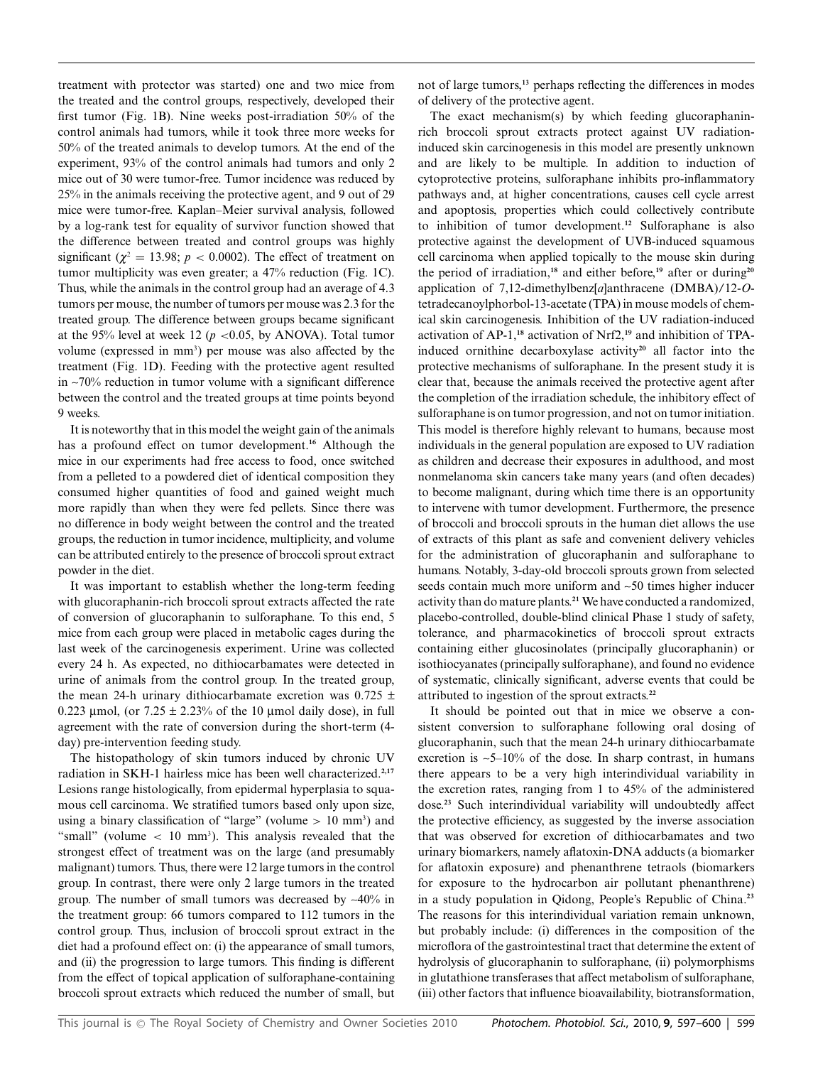treatment with protector was started) one and two mice from the treated and the control groups, respectively, developed their first tumor (Fig. 1B). Nine weeks post-irradiation 50% of the control animals had tumors, while it took three more weeks for 50% of the treated animals to develop tumors. At the end of the experiment, 93% of the control animals had tumors and only 2 mice out of 30 were tumor-free. Tumor incidence was reduced by 25% in the animals receiving the protective agent, and 9 out of 29 mice were tumor-free. Kaplan–Meier survival analysis, followed by a log-rank test for equality of survivor function showed that the difference between treated and control groups was highly significant ($\chi^2 = 13.98$; $p < 0.0002$). The effect of treatment on tumor multiplicity was even greater; a 47% reduction (Fig. 1C). Thus, while the animals in the control group had an average of 4.3 tumors per mouse, the number of tumors per mouse was 2.3 for the treated group. The difference between groups became significant at the 95% level at week 12 ($p < 0.05$, by ANOVA). Total tumor volume (expressed in mm$^3$) per mouse was also affected by the treatment (Fig. 1D). Feeding with the protective agent resulted in ~70% reduction in tumor volume with a significant difference between the control and the treated groups at time points beyond 9 weeks.

It is noteworthy that in this model the weight gain of the animals has a profound effect on tumor development.[16] Although the mice in our experiments had free access to food, once switched from a pelleted to a powdered diet of identical composition they consumed higher quantities of food and gained weight much more rapidly than when they were fed pellets. Since there was no difference in body weight between the control and the treated groups, the reduction in tumor incidence, multiplicity, and volume can be attributed entirely to the presence of broccoli sprout extract powder in the diet.

It was important to establish whether the long-term feeding with glucoraphanin-rich broccoli sprout extracts affected the rate of conversion of glucoraphanin to sulforaphane. To this end, 5 mice from each group were placed in metabolic cages during the last week of the carcinogenesis experiment. Urine was collected every 24 h. As expected, no dithiocarbamates were detected in urine of animals from the control group. In the treated group, the mean 24-h urinary dithiocarbamate excretion was $0.725 \pm 0.223$ µmol, (or $7.25 \pm 2.23$% of the 10 µmol daily dose), in full agreement with the rate of conversion during the short-term (4-day) pre-intervention feeding study.

The histopathology of skin tumors induced by chronic UV radiation in SKH-1 hairless mice has been well characterized.[2,17] Lesions range histologically, from epidermal hyperplasia to squamous cell carcinoma. We stratified tumors based only upon size, using a binary classification of "large" (volume > 10 mm$^3$) and "small" (volume < 10 mm$^3$). This analysis revealed that the strongest effect of treatment was on the large (and presumably malignant) tumors. Thus, there were 12 large tumors in the control group. In contrast, there were only 2 large tumors in the treated group. The number of small tumors was decreased by ~40% in the treatment group: 66 tumors compared to 112 tumors in the control group. Thus, inclusion of broccoli sprout extract in the diet had a profound effect on: (i) the appearance of small tumors, and (ii) the progression to large tumors. This finding is different from the effect of topical application of sulforaphane-containing broccoli sprout extracts which reduced the number of small, but not of large tumors,[13] perhaps reflecting the differences in modes of delivery of the protective agent.

The exact mechanism(s) by which feeding glucoraphanin-rich broccoli sprout extracts protect against UV radiation-induced skin carcinogenesis in this model are presently unknown and are likely to be multiple. In addition to induction of cytoprotective proteins, sulforaphane inhibits pro-inflammatory pathways and, at higher concentrations, causes cell cycle arrest and apoptosis, properties which could collectively contribute to inhibition of tumor development.[12] Sulforaphane is also protective against the development of UVB-induced squamous cell carcinoma when applied topically to the mouse skin during the period of irradiation,[18] and either before,[19] after or during[20] application of 7,12-dimethylbenz[*a*]anthracene (DMBA)/12-*O*-tetradecanoylphorbol-13-acetate (TPA) in mouse models of chemical skin carcinogenesis. Inhibition of the UV radiation-induced activation of AP-1,[18] activation of Nrf2,[19] and inhibition of TPA-induced ornithine decarboxylase activity[20] all factor into the protective mechanisms of sulforaphane. In the present study it is clear that, because the animals received the protective agent after the completion of the irradiation schedule, the inhibitory effect of sulforaphane is on tumor progression, and not on tumor initiation. This model is therefore highly relevant to humans, because most individuals in the general population are exposed to UV radiation as children and decrease their exposures in adulthood, and most nonmelanoma skin cancers take many years (and often decades) to become malignant, during which time there is an opportunity to intervene with tumor development. Furthermore, the presence of broccoli and broccoli sprouts in the human diet allows the use of extracts of this plant as safe and convenient delivery vehicles for the administration of glucoraphanin and sulforaphane to humans. Notably, 3-day-old broccoli sprouts grown from selected seeds contain much more uniform and ~50 times higher inducer activity than do mature plants.[21] We have conducted a randomized, placebo-controlled, double-blind clinical Phase 1 study of safety, tolerance, and pharmacokinetics of broccoli sprout extracts containing either glucosinolates (principally glucoraphanin) or isothiocyanates (principally sulforaphane), and found no evidence of systematic, clinically significant, adverse events that could be attributed to ingestion of the sprout extracts.[22]

It should be pointed out that in mice we observe a consistent conversion to sulforaphane following oral dosing of glucoraphanin, such that the mean 24-h urinary dithiocarbamate excretion is ~5–10% of the dose. In sharp contrast, in humans there appears to be a very high interindividual variability in the excretion rates, ranging from 1 to 45% of the administered dose.[23] Such interindividual variability will undoubtedly affect the protective efficiency, as suggested by the inverse association that was observed for excretion of dithiocarbamates and two urinary biomarkers, namely aflatoxin-DNA adducts (a biomarker for aflatoxin exposure) and phenanthrene tetraols (biomarkers for exposure to the hydrocarbon air pollutant phenanthrene) in a study population in Qidong, People's Republic of China.[23] The reasons for this interindividual variation remain unknown, but probably include: (i) differences in the composition of the microflora of the gastrointestinal tract that determine the extent of hydrolysis of glucoraphanin to sulforaphane, (ii) polymorphisms in glutathione transferases that affect metabolism of sulforaphane, (iii) other factors that influence bioavailability, biotransformation,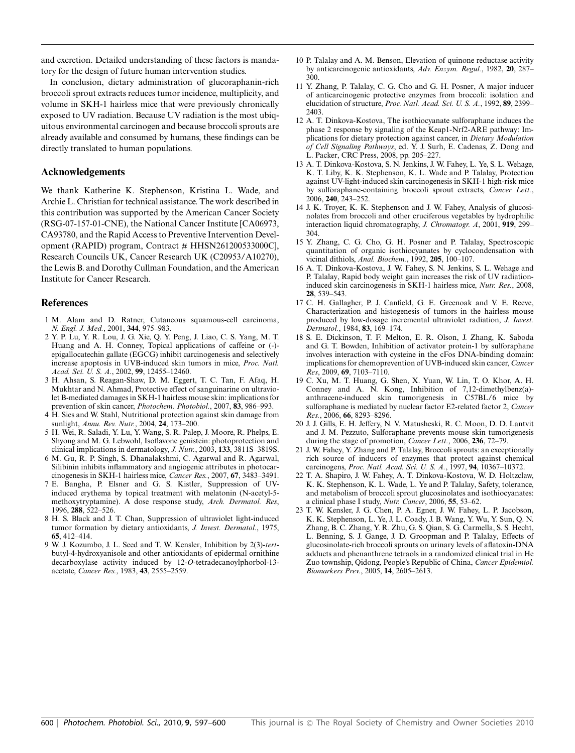and excretion. Detailed understanding of these factors is mandatory for the design of future human intervention studies.

In conclusion, dietary administration of glucoraphanin-rich broccoli sprout extracts reduces tumor incidence, multiplicity, and volume in SKH-1 hairless mice that were previously chronically exposed to UV radiation. Because UV radiation is the most ubiquitous environmental carcinogen and because broccoli sprouts are already available and consumed by humans, these findings can be directly translated to human populations.

## Acknowledgements

We thank Katherine K. Stephenson, Kristina L. Wade, and Archie L. Christian for technical assistance. The work described in this contribution was supported by the American Cancer Society (RSG-07-157-01-CNE), the National Cancer Institute [CA06973, CA93780, and the Rapid Access to Preventive Intervention Development (RAPID) program, Contract # HHSN261200533000C], Research Councils UK, Cancer Research UK (C20953/A10270), the Lewis B. and Dorothy Cullman Foundation, and the American Institute for Cancer Research.

## References

1 M. Alam and D. Ratner, Cutaneous squamous-cell carcinoma, *N. Engl. J. Med.*, 2001, **344**, 975–983.

2 Y. P. Lu, Y. R. Lou, J. G. Xie, Q. Y. Peng, J. Liao, C. S. Yang, M. T. Huang and A. H. Conney, Topical applications of caffeine or (-)-epigallocatechin gallate (EGCG) inhibit carcinogenesis and selectively increase apoptosis in UVB-induced skin tumors in mice, *Proc. Natl. Acad. Sci. U. S. A.*, 2002, **99**, 12455–12460.

3 H. Ahsan, S. Reagan-Shaw, D. M. Eggert, T. C. Tan, F. Afaq, H. Mukhtar and N. Ahmad, Protective effect of sanguinarine on ultraviolet B-mediated damages in SKH-1 hairless mouse skin: implications for prevention of skin cancer, *Photochem. Photobiol.*, 2007, **83**, 986–993.

4 H. Sies and W. Stahl, Nutritional protection against skin damage from sunlight, *Annu. Rev. Nutr.*, 2004, **24**, 173–200.

5 H. Wei, R. Saladi, Y. Lu, Y. Wang, S. R. Palep, J. Moore, R. Phelps, E. Shyong and M. G. Lebwohl, Isoflavone genistein: photoprotection and clinical implications in dermatology, *J. Nutr.*, 2003, **133**, 3811S–3819S.

6 M. Gu, R. P. Singh, S. Dhanalakshmi, C. Agarwal and R. Agarwal, Silibinin inhibits inflammatory and angiogenic attributes in photocarcinogenesis in SKH-1 hairless mice, *Cancer Res.*, 2007, **67**, 3483–3491.

7 E. Bangha, P. Elsner and G. S. Kistler, Suppression of UV-induced erythema by topical treatment with melatonin (N-acetyl-5-methoxytryptamine). A dose response study, *Arch. Dermatol. Res*, 1996, **288**, 522–526.

8 H. S. Black and J. T. Chan, Suppression of ultraviolet light-induced tumor formation by dietary antioxidants, *J. Invest. Dermatol.*, 1975, **65**, 412–414.

9 W. J. Kozumbo, J. L. Seed and T. W. Kensler, Inhibition by 2(3)-*tert*-butyl-4-hydroxyanisole and other antioxidants of epidermal ornithine decarboxylase activity induced by 12-*O*-tetradecanoylphorbol-13-acetate, *Cancer Res.*, 1983, **43**, 2555–2559.

10 P. Talalay and A. M. Benson, Elevation of quinone reductase activity by anticarcinogenic antioxidants, *Adv. Enzym. Regul.*, 1982, **20**, 287–300.

11 Y. Zhang, P. Talalay, C. G. Cho and G. H. Posner, A major inducer of anticarcinogenic protective enzymes from broccoli: isolation and elucidation of structure, *Proc. Natl. Acad. Sci. U. S. A.*, 1992, **89**, 2399–2403.

12 A. T. Dinkova-Kostova, The isothiocyanate sulforaphane induces the phase 2 response by signaling of the Keap1-Nrf2-ARE pathway: Implications for dietary protection against cancer, in *Dietary Modulation of Cell Signaling Pathways*, ed. Y. J. Surh, E. Cadenas, Z. Dong and L. Packer, CRC Press, 2008, pp. 205–227.

13 A. T. Dinkova-Kostova, S. N. Jenkins, J. W. Fahey, L. Ye, S. L. Wehage, K. T. Liby, K. K. Stephenson, K. L. Wade and P. Talalay, Protection against UV-light-induced skin carcinogenesis in SKH-1 high-risk mice by sulforaphane-containing broccoli sprout extracts, *Cancer Lett.*, 2006, **240**, 243–252.

14 J. K. Troyer, K. K. Stephenson and J. W. Fahey, Analysis of glucosinolates from broccoli and other cruciferous vegetables by hydrophilic interaction liquid chromatography, *J. Chromatogr. A*, 2001, **919**, 299–304.

15 Y. Zhang, C. G. Cho, G. H. Posner and P. Talalay, Spectroscopic quantitation of organic isothiocyanates by cyclocondensation with vicinal dithiols, *Anal. Biochem.*, 1992, **205**, 100–107.

16 A. T. Dinkova-Kostova, J. W. Fahey, S. N. Jenkins, S. L. Wehage and P. Talalay, Rapid body weight gain increases the risk of UV radiation-induced skin carcinogenesis in SKH-1 hairless mice, *Nutr. Res.*, 2008, **28**, 539–543.

17 C. H. Gallagher, P. J. Canfield, G. E. Greenoak and V. E. Reeve, Characterization and histogenesis of tumors in the hairless mouse produced by low-dosage incremental ultraviolet radiation, *J. Invest. Dermatol.*, 1984, **83**, 169–174.

18 S. E. Dickinson, T. F. Melton, E. R. Olson, J. Zhang, K. Saboda and G. T. Bowden, Inhibition of activator protein-1 by sulforaphane involves interaction with cysteine in the cFos DNA-binding domain: implications for chemoprevention of UVB-induced skin cancer, *Cancer Res*, 2009, **69**, 7103–7110.

19 C. Xu, M. T. Huang, G. Shen, X. Yuan, W. Lin, T. O. Khor, A. H. Conney and A. N. Kong, Inhibition of 7,12-dimethylbenz(a)-anthracene-induced skin tumorigenesis in C57BL/6 mice by sulforaphane is mediated by nuclear factor E2-related factor 2, *Cancer Res.*, 2006, **66**, 8293–8296.

20 J. J. Gills, E. H. Jeffery, N. V. Matusheski, R. C. Moon, D. D. Lantvit and J. M. Pezzuto, Sulforaphane prevents mouse skin tumorigenesis during the stage of promotion, *Cancer Lett.*, 2006, **236**, 72–79.

21 J. W. Fahey, Y. Zhang and P. Talalay, Broccoli sprouts: an exceptionally rich source of inducers of enzymes that protect against chemical carcinogens, *Proc. Natl. Acad. Sci. U. S. A.*, 1997, **94**, 10367–10372.

22 T. A. Shapiro, J. W. Fahey, A. T. Dinkova-Kostova, W. D. Holtzclaw, K. K. Stephenson, K. L. Wade, L. Ye and P. Talalay, Safety, tolerance, and metabolism of broccoli sprout glucosinolates and isothiocyanates: a clinical phase I study, *Nutr. Cancer*, 2006, **55**, 53–62.

23 T. W. Kensler, J. G. Chen, P. A. Egner, J. W. Fahey, L. P. Jacobson, K. K. Stephenson, L. Ye, J. L. Coady, J. B. Wang, Y. Wu, Y. Sun, Q. N. Zhang, B. C. Zhang, Y. R. Zhu, G. S. Qian, S. G. Carmella, S. S. Hecht, L. Benning, S. J. Gange, J. D. Groopman and P. Talalay, Effects of glucosinolate-rich broccoli sprouts on urinary levels of aflatoxin-DNA adducts and phenanthrene tetraols in a randomized clinical trial in He Zuo township, Qidong, People's Republic of China, *Cancer Epidemiol. Biomarkers Prev.*, 2005, **14**, 2605–2613.